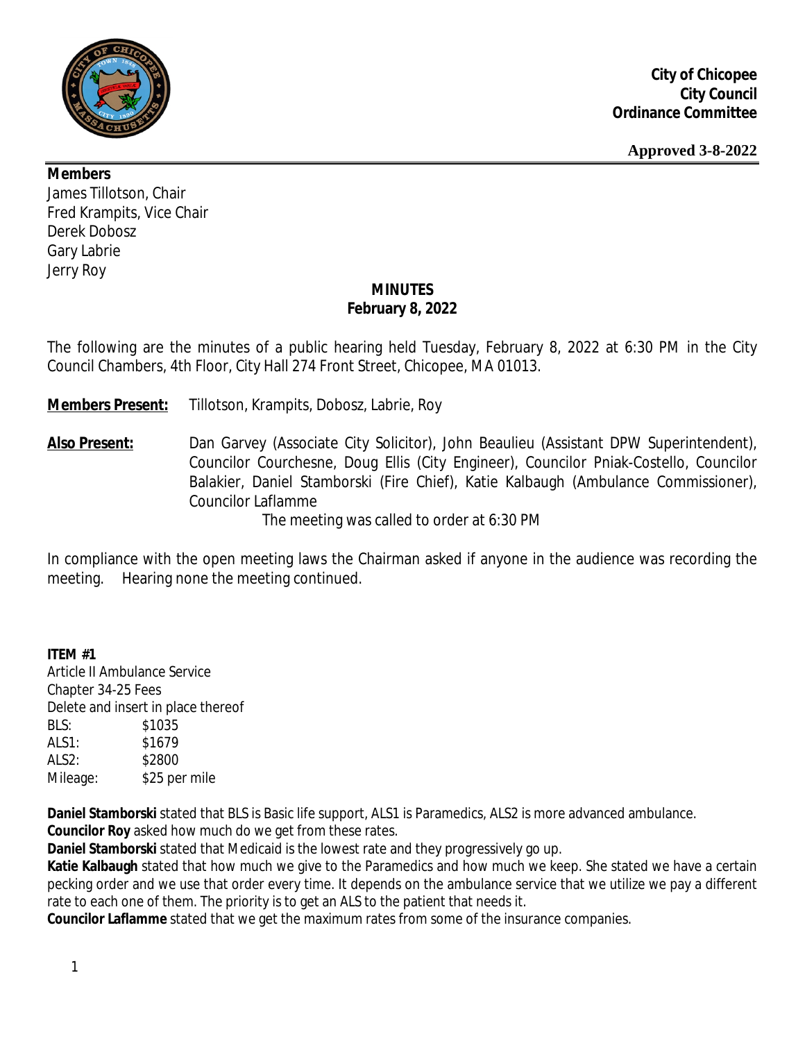**City of Chicopee**
**City Council**
**Ordinance Committee**

**Approved 3-8-2022**

**Members**
James Tillotson, Chair
Fred Krampits, Vice Chair
Derek Dobosz
Gary Labrie
Jerry Roy

## MINUTES
## February 8, 2022

The following are the minutes of a public hearing held Tuesday, February 8, 2022 at 6:30 PM in the City Council Chambers, 4th Floor, City Hall 274 Front Street, Chicopee, MA 01013.

**Members Present:** Tillotson, Krampits, Dobosz, Labrie, Roy

**Also Present:** Dan Garvey (Associate City Solicitor), John Beaulieu (Assistant DPW Superintendent), Councilor Courchesne, Doug Ellis (City Engineer), Councilor Pniak-Costello, Councilor Balakier, Daniel Stamborski (Fire Chief), Katie Kalbaugh (Ambulance Commissioner), Councilor Laflamme

The meeting was called to order at 6:30 PM

In compliance with the open meeting laws the Chairman asked if anyone in the audience was recording the meeting. Hearing none the meeting continued.

**ITEM #1**
Article II Ambulance Service
Chapter 34-25 Fees
Delete and insert in place thereof

| | |
|---|---|
| BLS: | $1035 |
| ALS1: | $1679 |
| ALS2: | $2800 |
| Mileage: | $25 per mile |

**Daniel Stamborski** stated that BLS is Basic life support, ALS1 is Paramedics, ALS2 is more advanced ambulance.
**Councilor Roy** asked how much do we get from these rates.
**Daniel Stamborski** stated that Medicaid is the lowest rate and they progressively go up.
**Katie Kalbaugh** stated that how much we give to the Paramedics and how much we keep. She stated we have a certain pecking order and we use that order every time. It depends on the ambulance service that we utilize we pay a different rate to each one of them. The priority is to get an ALS to the patient that needs it.
**Councilor Laflamme** stated that we get the maximum rates from some of the insurance companies.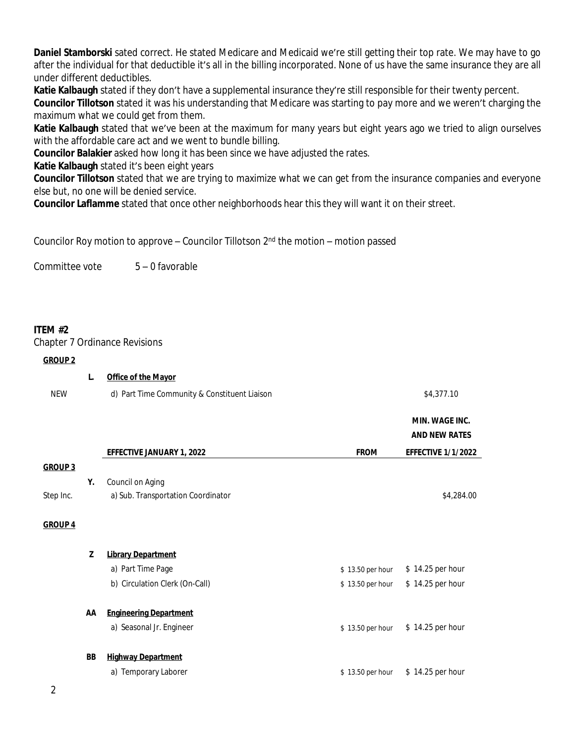**Daniel Stamborski** sated correct. He stated Medicare and Medicaid we're still getting their top rate. We may have to go after the individual for that deductible it's all in the billing incorporated. None of us have the same insurance they are all under different deductibles.

**Katie Kalbaugh** stated if they don't have a supplemental insurance they're still responsible for their twenty percent.

**Councilor Tillotson** stated it was his understanding that Medicare was starting to pay more and we weren't charging the maximum what we could get from them.

**Katie Kalbaugh** stated that we've been at the maximum for many years but eight years ago we tried to align ourselves with the affordable care act and we went to bundle billing.

**Councilor Balakier** asked how long it has been since we have adjusted the rates.

**Katie Kalbaugh** stated it's been eight years

**Councilor Tillotson** stated that we are trying to maximize what we can get from the insurance companies and everyone else but, no one will be denied service.

**Councilor Laflamme** stated that once other neighborhoods hear this they will want it on their street.

Councilor Roy motion to approve – Councilor Tillotson 2nd the motion – motion passed

Committee vote 5 – 0 favorable

**ITEM #2**

Chapter 7 Ordinance Revisions

| | | | | |
|---|---|---|---|---|
| **GROUP 2** | | | | |
| | **L.** | **Office of the Mayor** | | |
| NEW | | d) Part Time Community & Constituent Liaison | | $4,377.10 |
| | | | | **MIN. WAGE INC. AND NEW RATES** |
| | | **EFFECTIVE JANUARY 1, 2022** | **FROM** | **EFFECTIVE 1/1/2022** |
| **GROUP 3** | | | | |
| | **Y.** | Council on Aging | | |
| Step Inc. | | a) Sub. Transportation Coordinator | | $4,284.00 |
| **GROUP 4** | | | | |
| | **Z** | **Library Department** | | |
| | | a) Part Time Page | $ 13.50 per hour | $ 14.25 per hour |
| | | b) Circulation Clerk (On-Call) | $ 13.50 per hour | $ 14.25 per hour |
| | **AA** | **Engineering Department** | | |
| | | a) Seasonal Jr. Engineer | $ 13.50 per hour | $ 14.25 per hour |
| | **BB** | **Highway Department** | | |
| | | a) Temporary Laborer | $ 13.50 per hour | $ 14.25 per hour |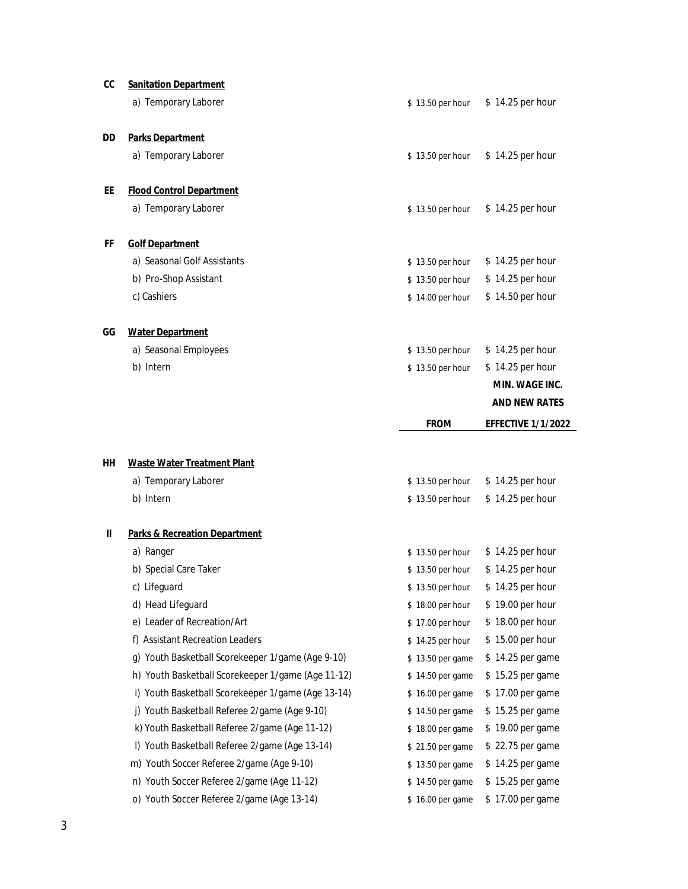| | | FROM | MIN. WAGE INC. AND NEW RATES EFFECTIVE 1/1/2022 |
|---|---|---|---|
| **CC** | **Sanitation Department** | | |
| | a) Temporary Laborer | $ 13.50 per hour | $ 14.25 per hour |
| **DD** | **Parks Department** | | |
| | a) Temporary Laborer | $ 13.50 per hour | $ 14.25 per hour |
| **EE** | **Flood Control Department** | | |
| | a) Temporary Laborer | $ 13.50 per hour | $ 14.25 per hour |
| **FF** | **Golf Department** | | |
| | a) Seasonal Golf Assistants | $ 13.50 per hour | $ 14.25 per hour |
| | b) Pro-Shop Assistant | $ 13.50 per hour | $ 14.25 per hour |
| | c) Cashiers | $ 14.00 per hour | $ 14.50 per hour |
| **GG** | **Water Department** | | |
| | a) Seasonal Employees | $ 13.50 per hour | $ 14.25 per hour |
| | b) Intern | $ 13.50 per hour | $ 14.25 per hour |
| **HH** | **Waste Water Treatment Plant** | | |
| | a) Temporary Laborer | $ 13.50 per hour | $ 14.25 per hour |
| | b) Intern | $ 13.50 per hour | $ 14.25 per hour |
| **II** | **Parks & Recreation Department** | | |
| | a) Ranger | $ 13.50 per hour | $ 14.25 per hour |
| | b) Special Care Taker | $ 13.50 per hour | $ 14.25 per hour |
| | c) Lifeguard | $ 13.50 per hour | $ 14.25 per hour |
| | d) Head Lifeguard | $ 18.00 per hour | $ 19.00 per hour |
| | e) Leader of Recreation/Art | $ 17.00 per hour | $ 18.00 per hour |
| | f) Assistant Recreation Leaders | $ 14.25 per hour | $ 15.00 per hour |
| | g) Youth Basketball Scorekeeper 1/game (Age 9-10) | $ 13.50 per game | $ 14.25 per game |
| | h) Youth Basketball Scorekeeper 1/game (Age 11-12) | $ 14.50 per game | $ 15.25 per game |
| | i) Youth Basketball Scorekeeper 1/game (Age 13-14) | $ 16.00 per game | $ 17.00 per game |
| | j) Youth Basketball Referee 2/game (Age 9-10) | $ 14.50 per game | $ 15.25 per game |
| | k) Youth Basketball Referee 2/game (Age 11-12) | $ 18.00 per game | $ 19.00 per game |
| | l) Youth Basketball Referee 2/game (Age 13-14) | $ 21.50 per game | $ 22.75 per game |
| | m) Youth Soccer Referee 2/game (Age 9-10) | $ 13.50 per game | $ 14.25 per game |
| | n) Youth Soccer Referee 2/game (Age 11-12) | $ 14.50 per game | $ 15.25 per game |
| | o) Youth Soccer Referee 2/game (Age 13-14) | $ 16.00 per game | $ 17.00 per game |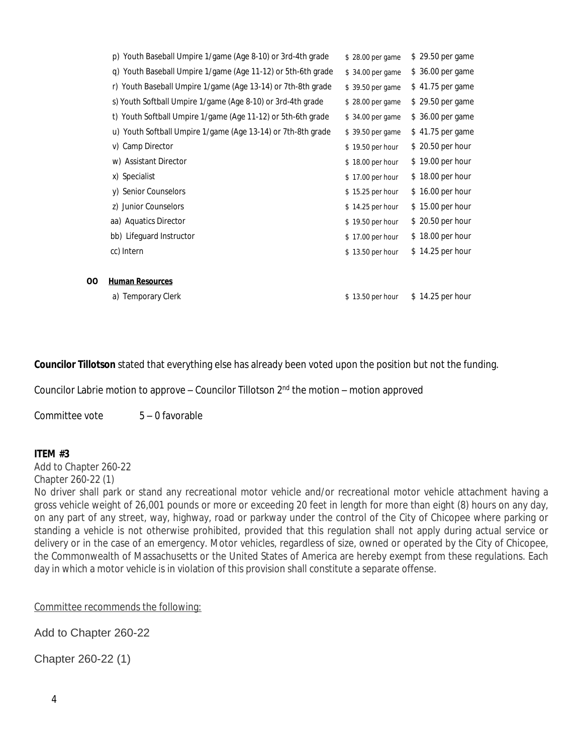| | | | |
|---|---|---|---|
| | p) Youth Baseball Umpire 1/game (Age 8-10) or 3rd-4th grade | $ 28.00 per game | $ 29.50 per game |
| | q) Youth Baseball Umpire 1/game (Age 11-12) or 5th-6th grade | $ 34.00 per game | $ 36.00 per game |
| | r) Youth Baseball Umpire 1/game (Age 13-14) or 7th-8th grade | $ 39.50 per game | $ 41.75 per game |
| | s) Youth Softball Umpire 1/game (Age 8-10) or 3rd-4th grade | $ 28.00 per game | $ 29.50 per game |
| | t) Youth Softball Umpire 1/game (Age 11-12) or 5th-6th grade | $ 34.00 per game | $ 36.00 per game |
| | u) Youth Softball Umpire 1/game (Age 13-14) or 7th-8th grade | $ 39.50 per game | $ 41.75 per game |
| | v) Camp Director | $ 19.50 per hour | $ 20.50 per hour |
| | w) Assistant Director | $ 18.00 per hour | $ 19.00 per hour |
| | x) Specialist | $ 17.00 per hour | $ 18.00 per hour |
| | y) Senior Counselors | $ 15.25 per hour | $ 16.00 per hour |
| | z) Junior Counselors | $ 14.25 per hour | $ 15.00 per hour |
| | aa) Aquatics Director | $ 19.50 per hour | $ 20.50 per hour |
| | bb) Lifeguard Instructor | $ 17.00 per hour | $ 18.00 per hour |
| | cc) Intern | $ 13.50 per hour | $ 14.25 per hour |
| **OO** | **Human Resources** | | |
| | a) Temporary Clerk | $ 13.50 per hour | $ 14.25 per hour |

**Councilor Tillotson** stated that everything else has already been voted upon the position but not the funding.

Councilor Labrie motion to approve – Councilor Tillotson 2nd the motion – motion approved

Committee vote 5 – 0 favorable

**ITEM #3**

Add to Chapter 260-22

Chapter 260-22 (1)

No driver shall park or stand any recreational motor vehicle and/or recreational motor vehicle attachment having a gross vehicle weight of 26,001 pounds or more or exceeding 20 feet in length for more than eight (8) hours on any day, on any part of any street, way, highway, road or parkway under the control of the City of Chicopee where parking or standing a vehicle is not otherwise prohibited, provided that this regulation shall not apply during actual service or delivery or in the case of an emergency. Motor vehicles, regardless of size, owned or operated by the City of Chicopee, the Commonwealth of Massachusetts or the United States of America are hereby exempt from these regulations. Each day in which a motor vehicle is in violation of this provision shall constitute a separate offense.

Committee recommends the following:

Add to Chapter 260-22

Chapter 260-22 (1)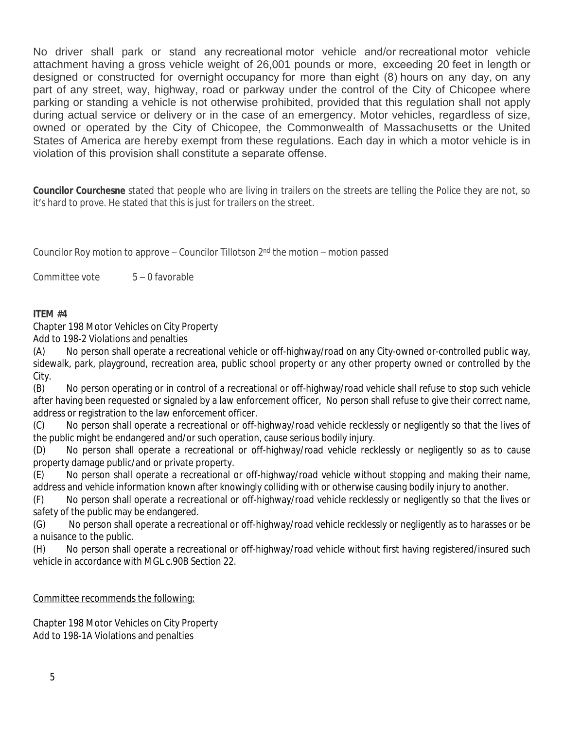No driver shall park or stand any recreational motor vehicle and/or recreational motor vehicle attachment having a gross vehicle weight of 26,001 pounds or more, exceeding 20 feet in length or designed or constructed for overnight occupancy for more than eight (8) hours on any day, on any part of any street, way, highway, road or parkway under the control of the City of Chicopee where parking or standing a vehicle is not otherwise prohibited, provided that this regulation shall not apply during actual service or delivery or in the case of an emergency. Motor vehicles, regardless of size, owned or operated by the City of Chicopee, the Commonwealth of Massachusetts or the United States of America are hereby exempt from these regulations. Each day in which a motor vehicle is in violation of this provision shall constitute a separate offense.

**Councilor Courchesne** stated that people who are living in trailers on the streets are telling the Police they are not, so it's hard to prove. He stated that this is just for trailers on the street.

Councilor Roy motion to approve – Councilor Tillotson 2nd the motion – motion passed

Committee vote 5 – 0 favorable

**ITEM #4**

Chapter 198 Motor Vehicles on City Property
Add to 198-2 Violations and penalties

(A) No person shall operate a recreational vehicle or off-highway/road on any City-owned or-controlled public way, sidewalk, park, playground, recreation area, public school property or any other property owned or controlled by the City.

(B) No person operating or in control of a recreational or off-highway/road vehicle shall refuse to stop such vehicle after having been requested or signaled by a law enforcement officer, No person shall refuse to give their correct name, address or registration to the law enforcement officer.

(C) No person shall operate a recreational or off-highway/road vehicle recklessly or negligently so that the lives of the public might be endangered and/or such operation, cause serious bodily injury.

(D) No person shall operate a recreational or off-highway/road vehicle recklessly or negligently so as to cause property damage public/and or private property.

(E) No person shall operate a recreational or off-highway/road vehicle without stopping and making their name, address and vehicle information known after knowingly colliding with or otherwise causing bodily injury to another.

(F) No person shall operate a recreational or off-highway/road vehicle recklessly or negligently so that the lives or safety of the public may be endangered.

(G) No person shall operate a recreational or off-highway/road vehicle recklessly or negligently as to harasses or be a nuisance to the public.

(H) No person shall operate a recreational or off-highway/road vehicle without first having registered/insured such vehicle in accordance with MGL c.90B Section 22.

Committee recommends the following:

Chapter 198 Motor Vehicles on City Property
Add to 198-1A Violations and penalties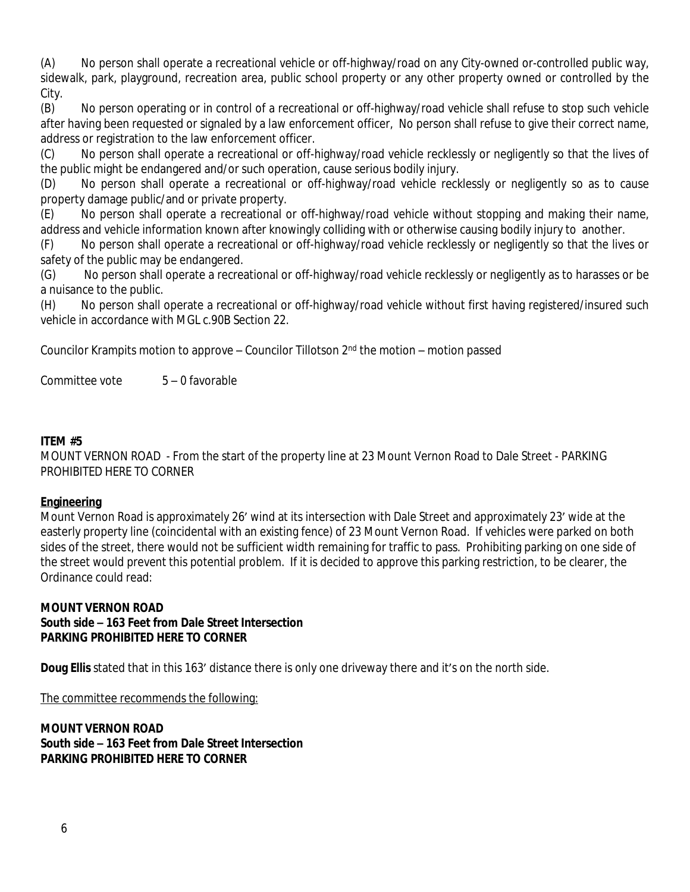(A) No person shall operate a recreational vehicle or off-highway/road on any City-owned or-controlled public way, sidewalk, park, playground, recreation area, public school property or any other property owned or controlled by the City.

(B) No person operating or in control of a recreational or off-highway/road vehicle shall refuse to stop such vehicle after having been requested or signaled by a law enforcement officer, No person shall refuse to give their correct name, address or registration to the law enforcement officer.

(C) No person shall operate a recreational or off-highway/road vehicle recklessly or negligently so that the lives of the public might be endangered and/or such operation, cause serious bodily injury.

(D) No person shall operate a recreational or off-highway/road vehicle recklessly or negligently so as to cause property damage public/and or private property.

(E) No person shall operate a recreational or off-highway/road vehicle without stopping and making their name, address and vehicle information known after knowingly colliding with or otherwise causing bodily injury to another.

(F) No person shall operate a recreational or off-highway/road vehicle recklessly or negligently so that the lives or safety of the public may be endangered.

(G) No person shall operate a recreational or off-highway/road vehicle recklessly or negligently as to harasses or be a nuisance to the public.

(H) No person shall operate a recreational or off-highway/road vehicle without first having registered/insured such vehicle in accordance with MGL c.90B Section 22.

Councilor Krampits motion to approve – Councilor Tillotson 2nd the motion – motion passed

Committee vote 5 – 0 favorable

**ITEM #5**

MOUNT VERNON ROAD - From the start of the property line at 23 Mount Vernon Road to Dale Street - PARKING PROHIBITED HERE TO CORNER

**Engineering**

Mount Vernon Road is approximately 26' wind at its intersection with Dale Street and approximately 23' wide at the easterly property line (coincidental with an existing fence) of 23 Mount Vernon Road. If vehicles were parked on both sides of the street, there would not be sufficient width remaining for traffic to pass. Prohibiting parking on one side of the street would prevent this potential problem. If it is decided to approve this parking restriction, to be clearer, the Ordinance could read:

**MOUNT VERNON ROAD**
**South side – 163 Feet from Dale Street Intersection**
**PARKING PROHIBITED HERE TO CORNER**

**Doug Ellis** stated that in this 163' distance there is only one driveway there and it's on the north side.

The committee recommends the following:

**MOUNT VERNON ROAD**
**South side – 163 Feet from Dale Street Intersection**
**PARKING PROHIBITED HERE TO CORNER**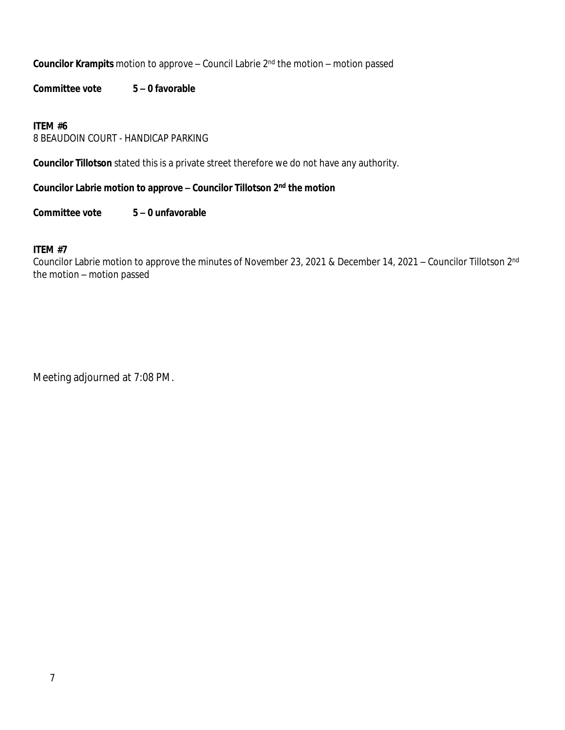**Councilor Krampits** motion to approve – Council Labrie 2nd the motion – motion passed

**Committee vote 5 – 0 favorable**

**ITEM #6**
8 BEAUDOIN COURT - HANDICAP PARKING

**Councilor Tillotson** stated this is a private street therefore we do not have any authority.

**Councilor Labrie motion to approve – Councilor Tillotson 2nd the motion**

**Committee vote 5 – 0 unfavorable**

**ITEM #7**
Councilor Labrie motion to approve the minutes of November 23, 2021 & December 14, 2021 – Councilor Tillotson 2nd the motion – motion passed

Meeting adjourned at 7:08 PM.